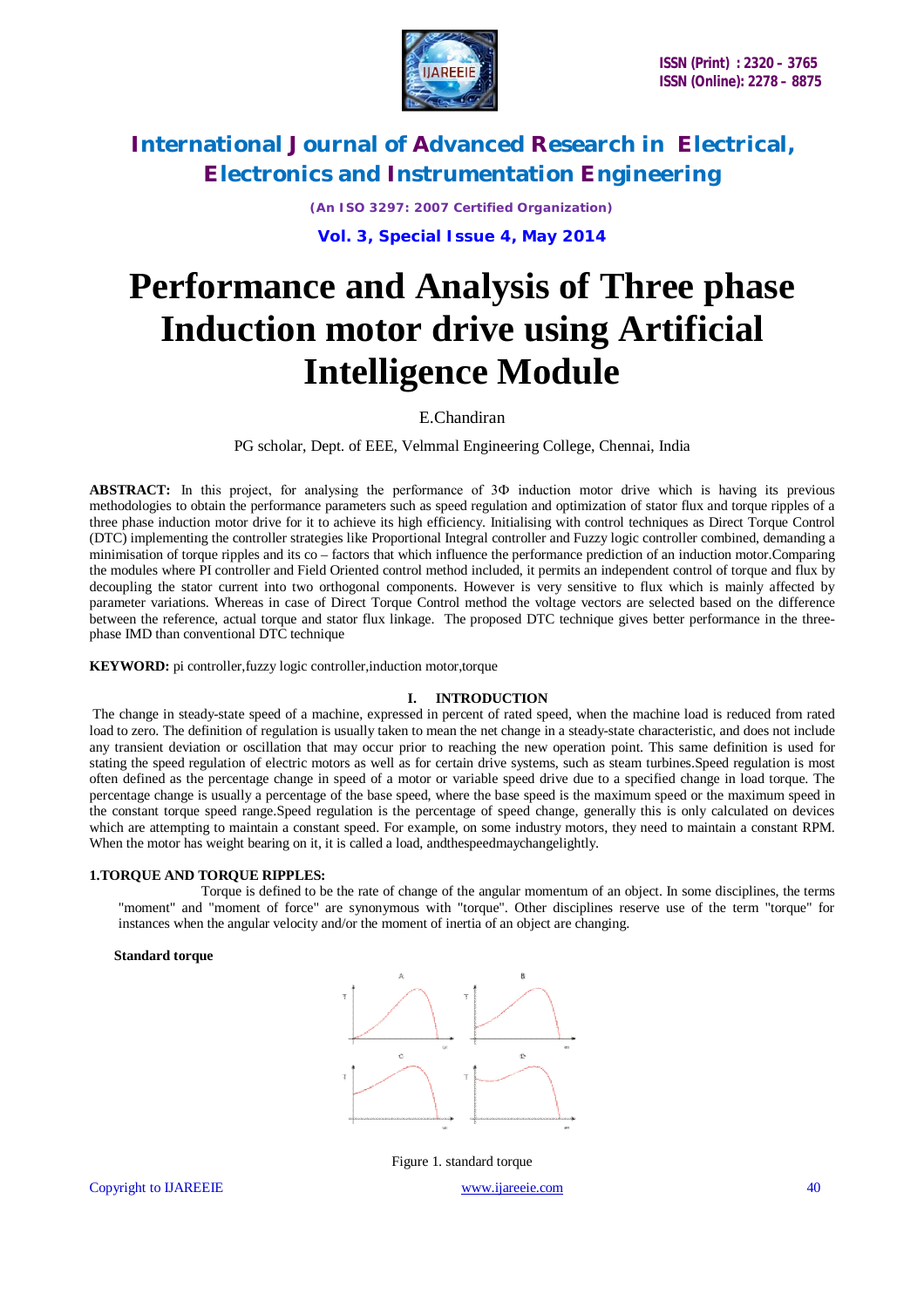# International Journal of Advanced Research in Electrical, Electronics and Instrumentation Engineering

*(An ISO 3297: 2007 Certified Organization)*

**Vol. 3, Special Issue 4, May 2014**

# Performance and Analysis of Three phase Induction motor drive using Artificial Intelligence Module

E.Chandiran

PG scholar, Dept. of EEE, Velmmal Engineering College, Chennai, India

**ABSTRACT:** In this project, for analysing the performance of 3Φ induction motor drive which is having its previous methodologies to obtain the performance parameters such as speed regulation and optimization of stator flux and torque ripples of a three phase induction motor drive for it to achieve its high efficiency. Initialising with control techniques as Direct Torque Control (DTC) implementing the controller strategies like Proportional Integral controller and Fuzzy logic controller combined, demanding a minimisation of torque ripples and its co – factors that which influence the performance prediction of an induction motor.Comparing the modules where PI controller and Field Oriented control method included, it permits an independent control of torque and flux by decoupling the stator current into two orthogonal components. However is very sensitive to flux which is mainly affected by parameter variations. Whereas in case of Direct Torque Control method the voltage vectors are selected based on the difference between the reference, actual torque and stator flux linkage. The proposed DTC technique gives better performance in the three-phase IMD than conventional DTC technique

**KEYWORD:** pi controller,fuzzy logic controller,induction motor,torque

## I. INTRODUCTION

The change in steady-state speed of a machine, expressed in percent of rated speed, when the machine load is reduced from rated load to zero. The definition of regulation is usually taken to mean the net change in a steady-state characteristic, and does not include any transient deviation or oscillation that may occur prior to reaching the new operation point. This same definition is used for stating the speed regulation of electric motors as well as for certain drive systems, such as steam turbines.Speed regulation is most often defined as the percentage change in speed of a motor or variable speed drive due to a specified change in load torque. The percentage change is usually a percentage of the base speed, where the base speed is the maximum speed or the maximum speed in the constant torque speed range.Speed regulation is the percentage of speed change, generally this is only calculated on devices which are attempting to maintain a constant speed. For example, on some industry motors, they need to maintain a constant RPM. When the motor has weight bearing on it, it is called a load, andthespeedmaychangelightly.

### 1.TORQUE AND TORQUE RIPPLES:

Torque is defined to be the rate of change of the angular momentum of an object. In some disciplines, the terms "moment" and "moment of force" are synonymous with "torque". Other disciplines reserve use of the term "torque" for instances when the angular velocity and/or the moment of inertia of an object are changing.

**Standard torque**

Figure 1. standard torque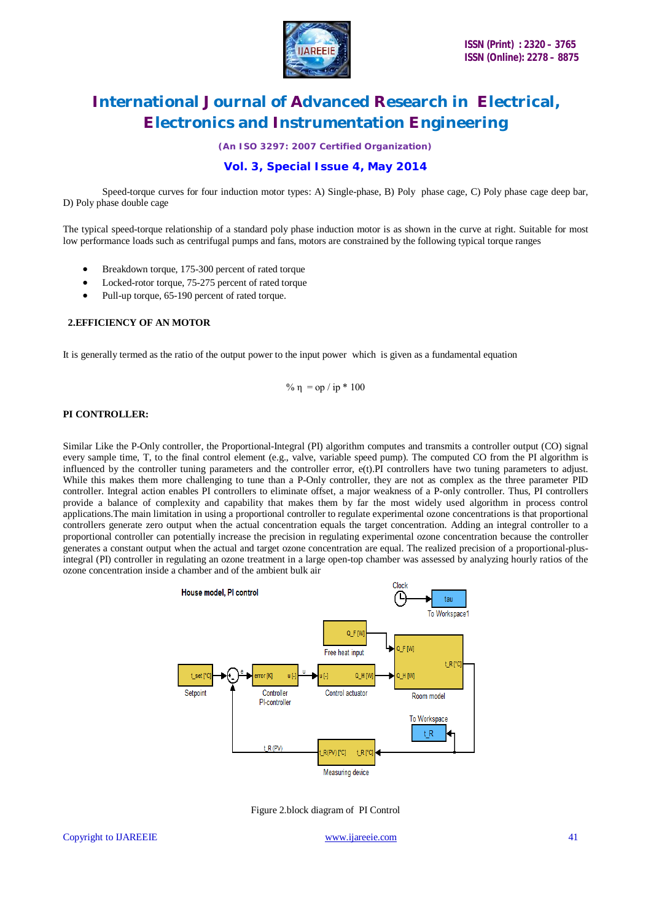Speed-torque curves for four induction motor types: A) Single-phase, B) Poly phase cage, C) Poly phase cage deep bar, D) Poly phase double cage

The typical speed-torque relationship of a standard poly phase induction motor is as shown in the curve at right. Suitable for most low performance loads such as centrifugal pumps and fans, motors are constrained by the following typical torque ranges

- Breakdown torque, 175-300 percent of rated torque
- Locked-rotor torque, 75-275 percent of rated torque
- Pull-up torque, 65-190 percent of rated torque.

## 2.EFFICIENCY OF AN MOTOR

It is generally termed as the ratio of the output power to the input power which is given as a fundamental equation

$$\% \eta = op / ip * 100$$

## PI CONTROLLER:

Similar Like the P-Only controller, the Proportional-Integral (PI) algorithm computes and transmits a controller output (CO) signal every sample time, T, to the final control element (e.g., valve, variable speed pump). The computed CO from the PI algorithm is influenced by the controller tuning parameters and the controller error, e(t).PI controllers have two tuning parameters to adjust. While this makes them more challenging to tune than a P-Only controller, they are not as complex as the three parameter PID controller. Integral action enables PI controllers to eliminate offset, a major weakness of a P-only controller. Thus, PI controllers provide a balance of complexity and capability that makes them by far the most widely used algorithm in process control applications.The main limitation in using a proportional controller to regulate experimental ozone concentrations is that proportional controllers generate zero output when the actual concentration equals the target concentration. Adding an integral controller to a proportional controller can potentially increase the precision in regulating experimental ozone concentration because the controller generates a constant output when the actual and target ozone concentration are equal. The realized precision of a proportional-plus-integral (PI) controller in regulating an ozone treatment in a large open-top chamber was assessed by analyzing hourly ratios of the ozone concentration inside a chamber and of the ambient bulk air

Figure 2.block diagram of PI Control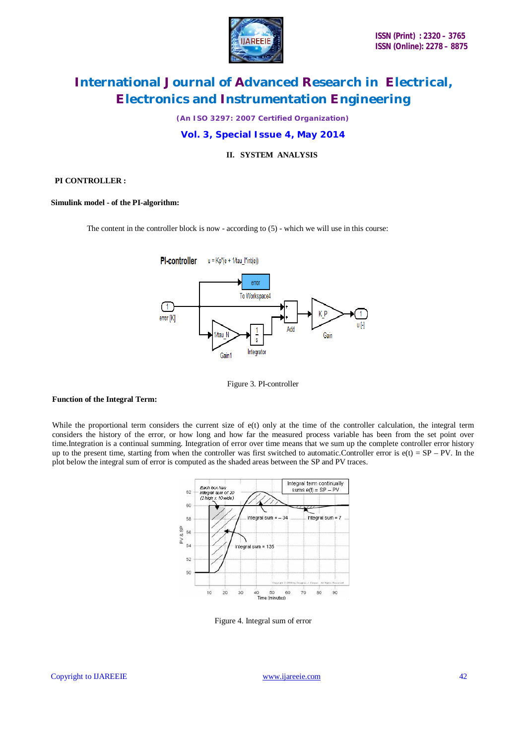## II. SYSTEM ANALYSIS

**PI CONTROLLER :**

**Simulink model - of the PI-algorithm:**

The content in the controller block is now - according to (5) - which we will use in this course:

Figure 3. PI-controller

**Function of the Integral Term:**

While the proportional term considers the current size of e(t) only at the time of the controller calculation, the integral term considers the history of the error, or how long and how far the measured process variable has been from the set point over time.Integration is a continual summing. Integration of error over time means that we sum up the complete controller error history up to the present time, starting from when the controller was first switched to automatic.Controller error is e(t) = SP – PV. In the plot below the integral sum of error is computed as the shaded areas between the SP and PV traces.

Figure 4. Integral sum of error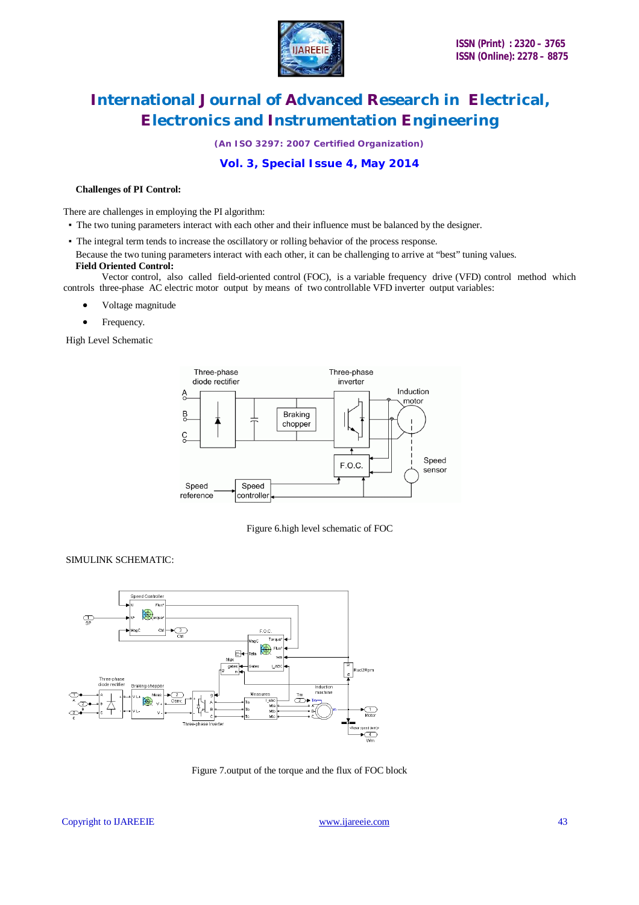**Challenges of PI Control:**

There are challenges in employing the PI algorithm:

- The two tuning parameters interact with each other and their influence must be balanced by the designer.
- The integral term tends to increase the oscillatory or rolling behavior of the process response.

Because the two tuning parameters interact with each other, it can be challenging to arrive at "best" tuning values.

**Field Oriented Control:**

Vector control, also called field-oriented control (FOC), is a variable frequency drive (VFD) control method which controls three-phase AC electric motor output by means of two controllable VFD inverter output variables:

- Voltage magnitude
- Frequency.

High Level Schematic

Figure 6.high level schematic of FOC

SIMULINK SCHEMATIC:

Figure 7.output of the torque and the flux of FOC block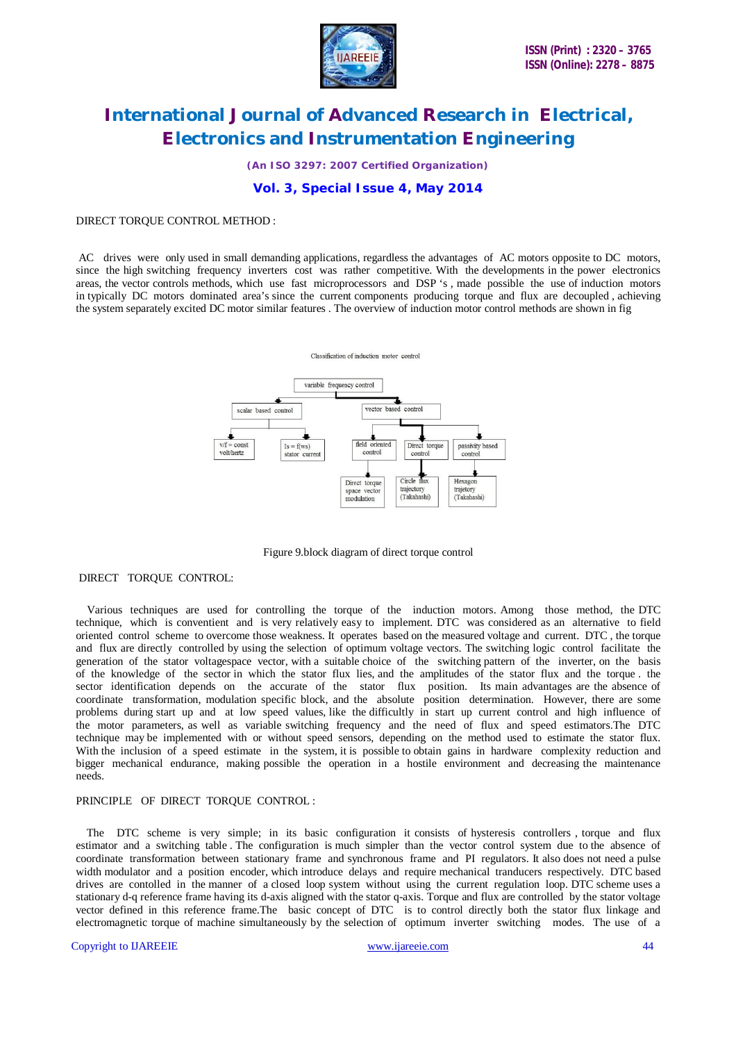DIRECT TORQUE CONTROL METHOD :

AC drives were only used in small demanding applications, regardless the advantages of AC motors opposite to DC motors, since the high switching frequency inverters cost was rather competitive. With the developments in the power electronics areas, the vector controls methods, which use fast microprocessors and DSP 's , made possible the use of induction motors in typically DC motors dominated area's since the current components producing torque and flux are decoupled , achieving the system separately excited DC motor similar features . The overview of induction motor control methods are shown in fig

Classification of induction motor control

- variable frequency control
  - scalar based control
    - v/f = const volt/hertz
    - Is = f(ws) stator current
  - vector based control
    - field oriented control
      - Direct torque space vector modulation
    - Direct torque control
      - Circle flux trajectory (Takahashi)
    - passivity based control
      - Hexagon trajetory (Takahashi)

Figure 9.block diagram of direct torque control

DIRECT TORQUE CONTROL:

Various techniques are used for controlling the torque of the induction motors. Among those method, the DTC technique, which is conventient and is very relatively easy to implement. DTC was considered as an alternative to field oriented control scheme to overcome those weakness. It operates based on the measured voltage and current. DTC , the torque and flux are directly controlled by using the selection of optimum voltage vectors. The switching logic control facilitate the generation of the stator voltagespace vector, with a suitable choice of the switching pattern of the inverter, on the basis of the knowledge of the sector in which the stator flux lies, and the amplitudes of the stator flux and the torque . the sector identification depends on the accurate of the stator flux position. Its main advantages are the absence of coordinate transformation, modulation specific block, and the absolute position determination. However, there are some problems during start up and at low speed values, like the difficultly in start up current control and high influence of the motor parameters, as well as variable switching frequency and the need of flux and speed estimators.The DTC technique may be implemented with or without speed sensors, depending on the method used to estimate the stator flux. With the inclusion of a speed estimate in the system, it is possible to obtain gains in hardware complexity reduction and bigger mechanical endurance, making possible the operation in a hostile environment and decreasing the maintenance needs.

PRINCIPLE OF DIRECT TORQUE CONTROL :

The DTC scheme is very simple; in its basic configuration it consists of hysteresis controllers , torque and flux estimator and a switching table . The configuration is much simpler than the vector control system due to the absence of coordinate transformation between stationary frame and synchronous frame and PI regulators. It also does not need a pulse width modulator and a position encoder, which introduce delays and require mechanical tranducers respectively. DTC based drives are contolled in the manner of a closed loop system without using the current regulation loop. DTC scheme uses a stationary d-q reference frame having its d-axis aligned with the stator q-axis. Torque and flux are controlled by the stator voltage vector defined in this reference frame.The basic concept of DTC is to control directly both the stator flux linkage and electromagnetic torque of machine simultaneously by the selection of optimum inverter switching modes. The use of a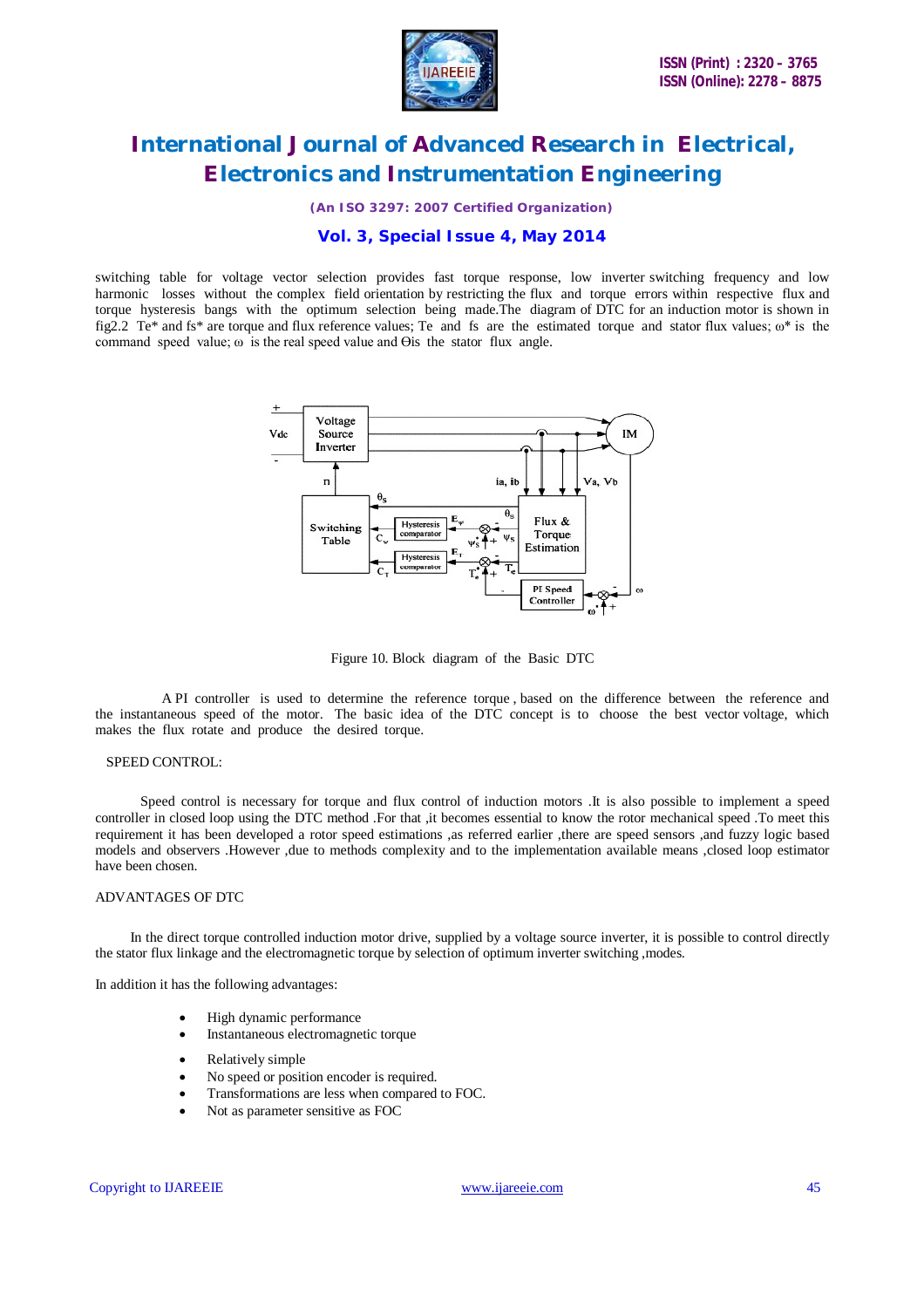switching table for voltage vector selection provides fast torque response, low inverter switching frequency and low harmonic losses without the complex field orientation by restricting the flux and torque errors within respective flux and torque hysteresis bangs with the optimum selection being made.The diagram of DTC for an induction motor is shown in fig2.2 Te* and fs* are torque and flux reference values; Te and fs are the estimated torque and stator flux values; ω* is the command speed value; ω is the real speed value and Θis the stator flux angle.

Figure 10. Block diagram of the Basic DTC

A PI controller is used to determine the reference torque , based on the difference between the reference and the instantaneous speed of the motor. The basic idea of the DTC concept is to choose the best vector voltage, which makes the flux rotate and produce the desired torque.

SPEED CONTROL:

Speed control is necessary for torque and flux control of induction motors .It is also possible to implement a speed controller in closed loop using the DTC method .For that ,it becomes essential to know the rotor mechanical speed .To meet this requirement it has been developed a rotor speed estimations ,as referred earlier ,there are speed sensors ,and fuzzy logic based models and observers .However ,due to methods complexity and to the implementation available means ,closed loop estimator have been chosen.

ADVANTAGES OF DTC

In the direct torque controlled induction motor drive, supplied by a voltage source inverter, it is possible to control directly the stator flux linkage and the electromagnetic torque by selection of optimum inverter switching ,modes.

In addition it has the following advantages:

- High dynamic performance
- Instantaneous electromagnetic torque
- Relatively simple
- No speed or position encoder is required.
- Transformations are less when compared to FOC.
- Not as parameter sensitive as FOC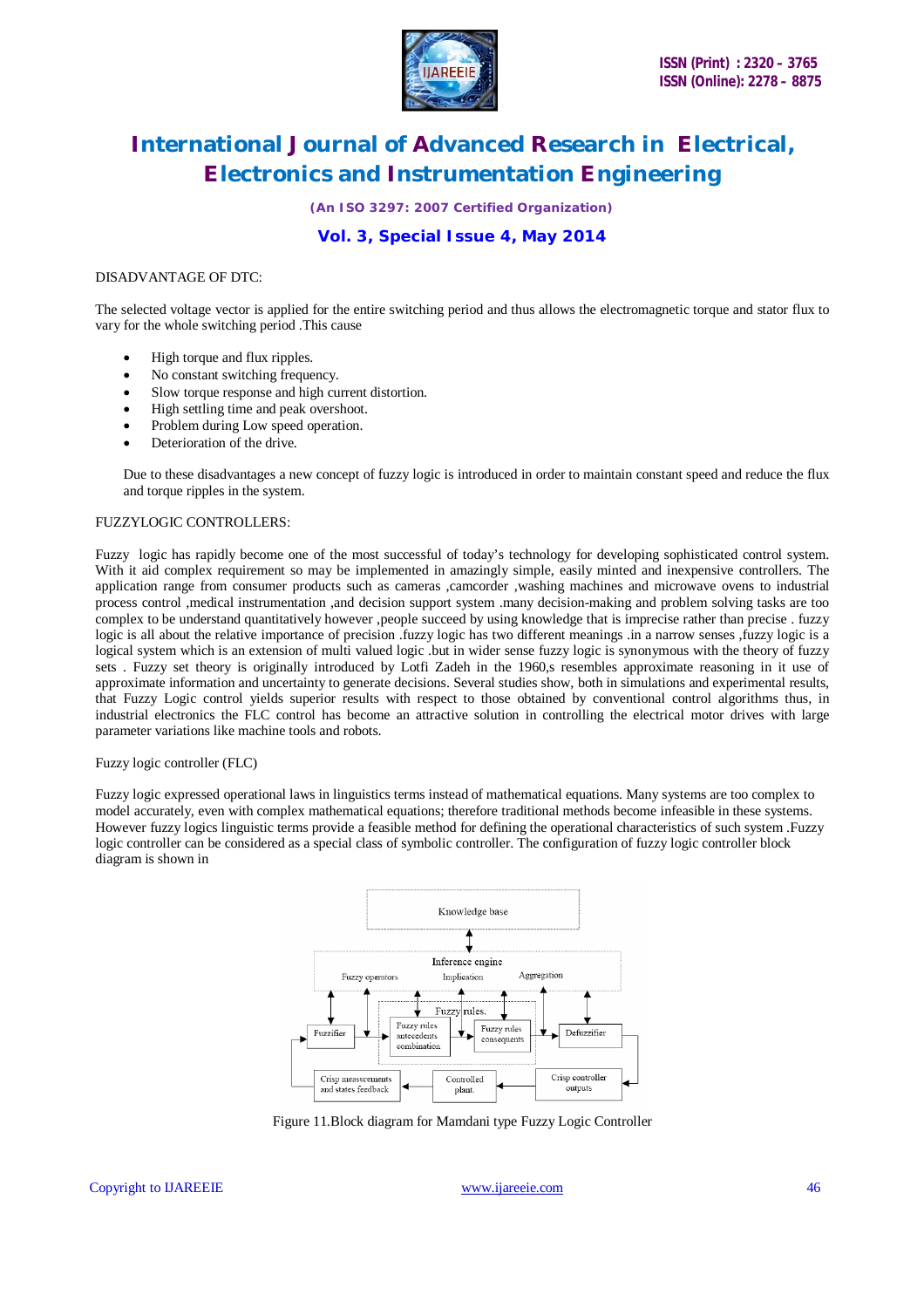DISADVANTAGE OF DTC:

The selected voltage vector is applied for the entire switching period and thus allows the electromagnetic torque and stator flux to vary for the whole switching period .This cause

- High torque and flux ripples.
- No constant switching frequency.
- Slow torque response and high current distortion.
- High settling time and peak overshoot.
- Problem during Low speed operation.
- Deterioration of the drive.

Due to these disadvantages a new concept of fuzzy logic is introduced in order to maintain constant speed and reduce the flux and torque ripples in the system.

FUZZYLOGIC CONTROLLERS:

Fuzzy logic has rapidly become one of the most successful of today's technology for developing sophisticated control system. With it aid complex requirement so may be implemented in amazingly simple, easily minted and inexpensive controllers. The application range from consumer products such as cameras ,camcorder ,washing machines and microwave ovens to industrial process control ,medical instrumentation ,and decision support system .many decision-making and problem solving tasks are too complex to be understand quantitatively however ,people succeed by using knowledge that is imprecise rather than precise . fuzzy logic is all about the relative importance of precision .fuzzy logic has two different meanings .in a narrow senses ,fuzzy logic is a logical system which is an extension of multi valued logic .but in wider sense fuzzy logic is synonymous with the theory of fuzzy sets . Fuzzy set theory is originally introduced by Lotfi Zadeh in the 1960,s resembles approximate reasoning in it use of approximate information and uncertainty to generate decisions. Several studies show, both in simulations and experimental results, that Fuzzy Logic control yields superior results with respect to those obtained by conventional control algorithms thus, in industrial electronics the FLC control has become an attractive solution in controlling the electrical motor drives with large parameter variations like machine tools and robots.

Fuzzy logic controller (FLC)

Fuzzy logic expressed operational laws in linguistics terms instead of mathematical equations. Many systems are too complex to model accurately, even with complex mathematical equations; therefore traditional methods become infeasible in these systems. However fuzzy logics linguistic terms provide a feasible method for defining the operational characteristics of such system .Fuzzy logic controller can be considered as a special class of symbolic controller. The configuration of fuzzy logic controller block diagram is shown in

Figure 11.Block diagram for Mamdani type Fuzzy Logic Controller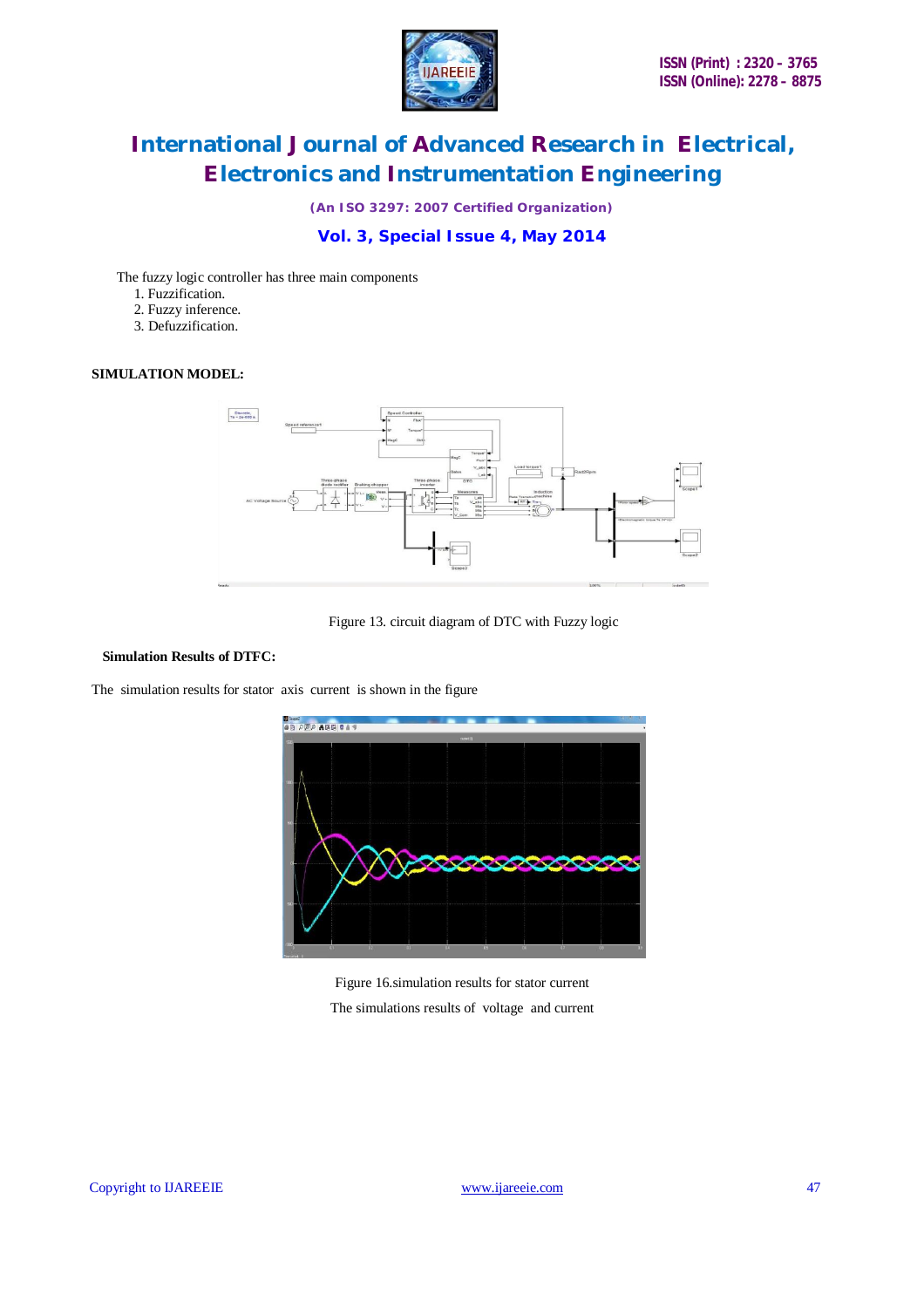The fuzzy logic controller has three main components

1. Fuzzification.
2. Fuzzy inference.
3. Defuzzification.

**SIMULATION MODEL:**

Figure 13. circuit diagram of DTC with Fuzzy logic

**Simulation Results of DTFC:**

The simulation results for stator axis current is shown in the figure

Figure 16.simulation results for stator current

The simulations results of voltage and current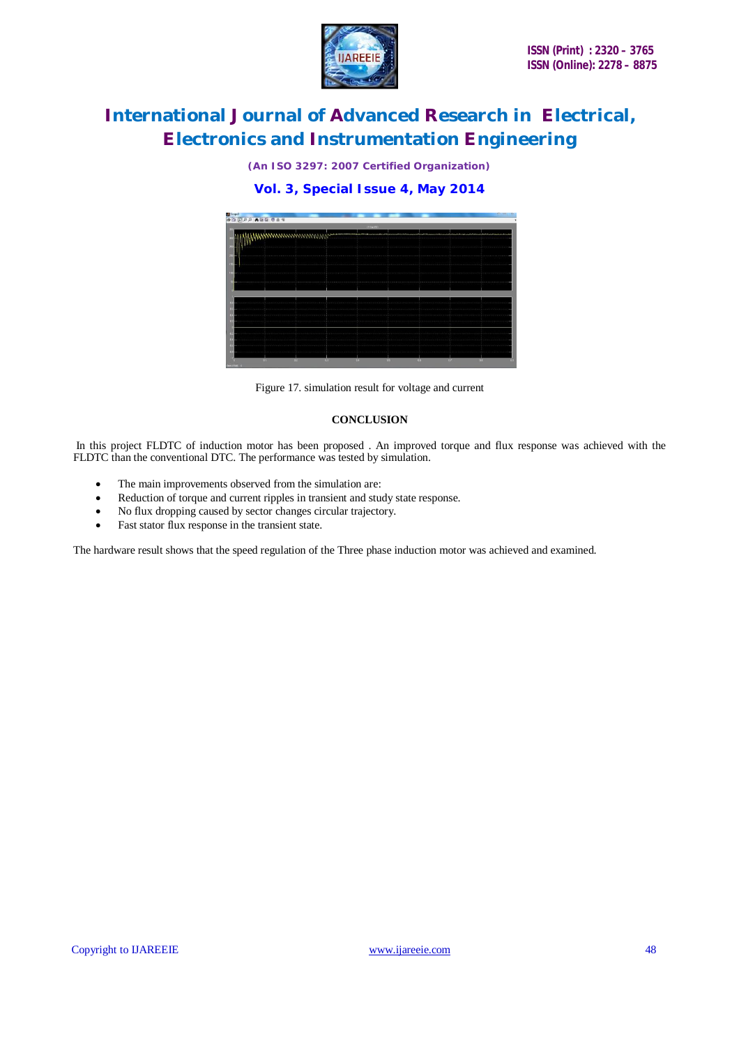Figure 17. simulation result for voltage and current

## CONCLUSION

In this project FLDTC of induction motor has been proposed . An improved torque and flux response was achieved with the FLDTC than the conventional DTC. The performance was tested by simulation.

- The main improvements observed from the simulation are:
- Reduction of torque and current ripples in transient and study state response.
- No flux dropping caused by sector changes circular trajectory.
- Fast stator flux response in the transient state.

The hardware result shows that the speed regulation of the Three phase induction motor was achieved and examined.